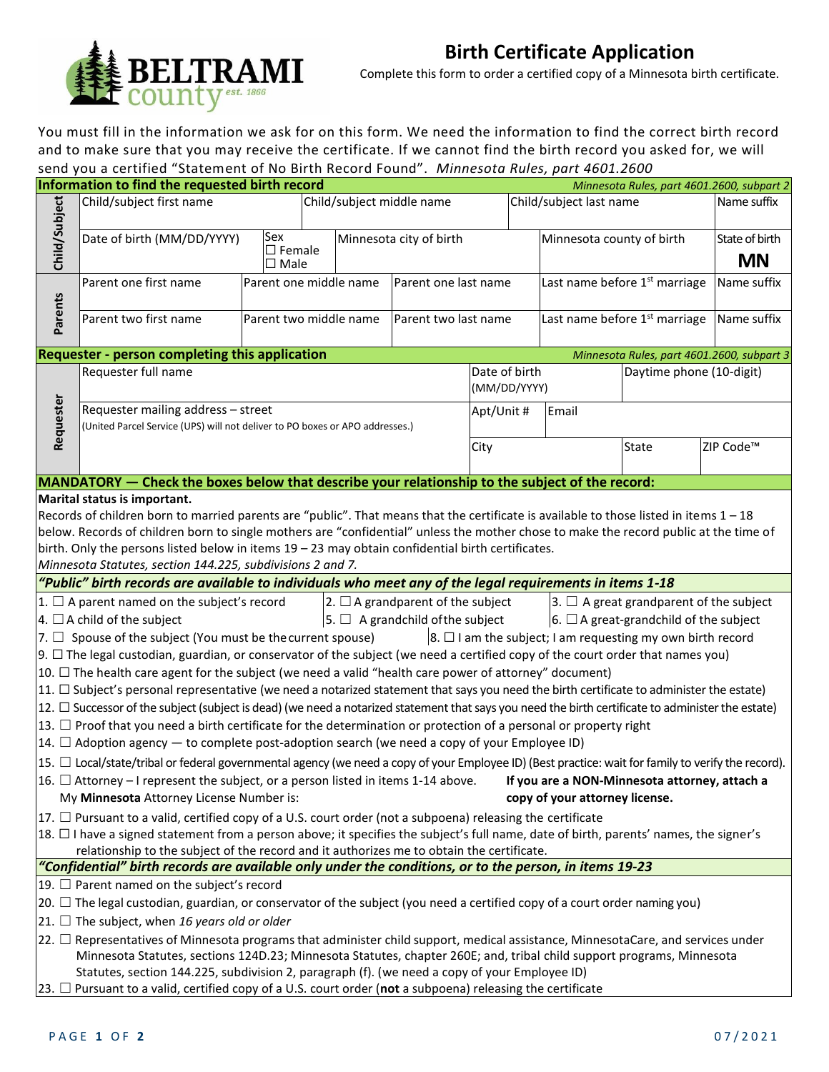# Birth Certificate Application

Complete this form to order a certified copy of a Minnesota birth certificate.

You must fill in the information we ask for on this form. We need the information to find the correct birth record and to make sure that you may receive the certificate. If we cannot find the birth record you asked for, we will send you a certified "Statement of No Birth Record Found". *Minnesota Rules, part 4601.2600*

## Information to find the requested birth record

*Minnesota Rules, part 4601.2600, subpart 2*

**Child/Subject**

| Child/subject first name | Child/subject middle name | Child/subject last name | Name suffix |
|---|---|---|---|
| | | | |

| Date of birth (MM/DD/YYYY) | Sex ☐ Female ☐ Male | Minnesota city of birth | Minnesota county of birth | State of birth **MN** |
|---|---|---|---|---|
| | | | | |

**Parents**

| Parent one first name | Parent one middle name | Parent one last name | Last name before 1st marriage | Name suffix |
|---|---|---|---|---|
| Parent two first name | Parent two middle name | Parent two last name | Last name before 1st marriage | Name suffix |

## Requester - person completing this application

*Minnesota Rules, part 4601.2600, subpart 3*

**Requester**

| Requester full name | Date of birth (MM/DD/YYYY) | Daytime phone (10-digit) |
|---|---|---|
| | | |

| Requester mailing address – street (United Parcel Service (UPS) will not deliver to PO boxes or APO addresses.) | Apt/Unit # | Email |
|---|---|---|
| | | |

| City | State | ZIP Code™ |
|---|---|---|
| | | |

## MANDATORY — Check the boxes below that describe your relationship to the subject of the record:

**Marital status is important.**

Records of children born to married parents are "public". That means that the certificate is available to those listed in items 1 – 18 below. Records of children born to single mothers are "confidential" unless the mother chose to make the record public at the time of birth. Only the persons listed below in items 19 – 23 may obtain confidential birth certificates.

*Minnesota Statutes, section 144.225, subdivisions 2 and 7.*

### *"Public" birth records are available to individuals who meet any of the legal requirements in items 1-18*

1. ☐ A parent named on the subject's record
2. ☐ A grandparent of the subject
3. ☐ A great grandparent of the subject
4. ☐ A child of the subject
5. ☐ A grandchild of the subject
6. ☐ A great-grandchild of the subject
7. ☐ Spouse of the subject (You must be the current spouse)
8. ☐ I am the subject; I am requesting my own birth record
9. ☐ The legal custodian, guardian, or conservator of the subject (we need a certified copy of the court order that names you)
10. ☐ The health care agent for the subject (we need a valid "health care power of attorney" document)
11. ☐ Subject's personal representative (we need a notarized statement that says you need the birth certificate to administer the estate)
12. ☐ Successor of the subject (subject is dead) (we need a notarized statement that says you need the birth certificate to administer the estate)
13. ☐ Proof that you need a birth certificate for the determination or protection of a personal or property right
14. ☐ Adoption agency — to complete post-adoption search (we need a copy of your Employee ID)
15. ☐ Local/state/tribal or federal governmental agency (we need a copy of your Employee ID) (Best practice: wait for family to verify the record).
16. ☐ Attorney – I represent the subject, or a person listed in items 1-14 above. **If you are a NON-Minnesota attorney, attach a copy of your attorney license.**
    My **Minnesota** Attorney License Number is:
17. ☐ Pursuant to a valid, certified copy of a U.S. court order (not a subpoena) releasing the certificate
18. ☐ I have a signed statement from a person above; it specifies the subject's full name, date of birth, parents' names, the signer's relationship to the subject of the record and it authorizes me to obtain the certificate.

### *"Confidential" birth records are available only under the conditions, or to the person, in items 19-23*

19. ☐ Parent named on the subject's record
20. ☐ The legal custodian, guardian, or conservator of the subject (you need a certified copy of a court order naming you)
21. ☐ The subject, when *16 years old or older*
22. ☐ Representatives of Minnesota programs that administer child support, medical assistance, MinnesotaCare, and services under Minnesota Statutes, sections 124D.23; Minnesota Statutes, chapter 260E; and, tribal child support programs, Minnesota Statutes, section 144.225, subdivision 2, paragraph (f). (we need a copy of your Employee ID)
23. ☐ Pursuant to a valid, certified copy of a U.S. court order (**not** a subpoena) releasing the certificate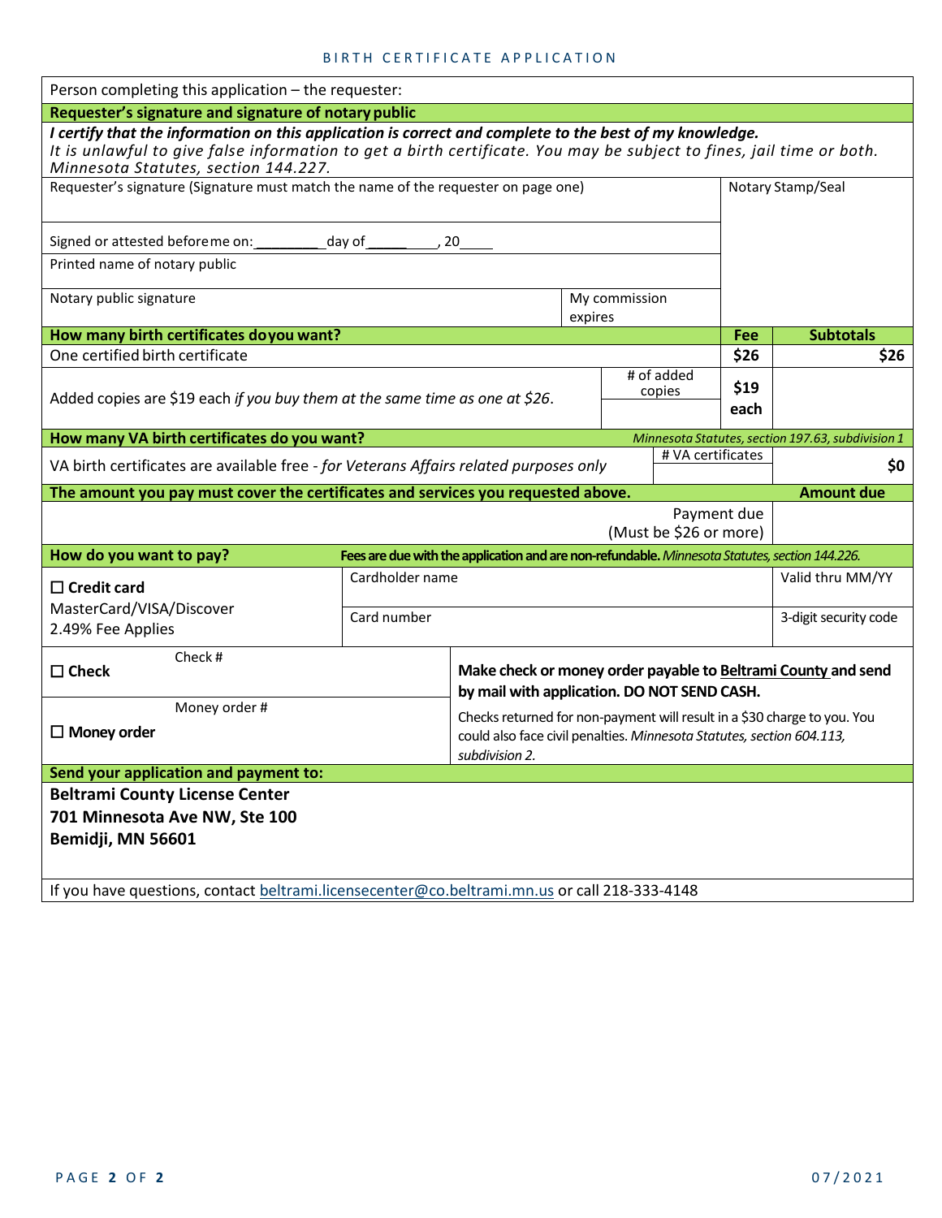## BIRTH CERTIFICATE APPLICATION

Person completing this application – the requester:

**Requester's signature and signature of notary public**

***I certify that the information on this application is correct and complete to the best of my knowledge.***

*It is unlawful to give false information to get a birth certificate. You may be subject to fines, jail time or both. Minnesota Statutes, section 144.227.*

| | | |
|---|---|---|
| Requester's signature (Signature must match the name of the requester on page one) | | Notary Stamp/Seal |
| Signed or attested before me on: _________ day of __________, 20____ | | |
| Printed name of notary public | | |
| Notary public signature | My commission expires | |

**How many birth certificates do you want?**

| | | Fee | Subtotals |
|---|---|---|---|
| One certified birth certificate | | **$26** | **$26** |
| Added copies are $19 each *if you buy them at the same time as one at $26*. | # of added copies | **$19 each** | |

**How many VA birth certificates do you want?** *Minnesota Statutes, section 197.63, subdivision 1*

| | | |
|---|---|---|
| VA birth certificates are available free - *for Veterans Affairs related purposes only* | # VA certificates | **$0** |

**The amount you pay must cover the certificates and services you requested above.**

| | Amount due |
|---|---|
| Payment due (Must be $26 or more) | |

**How do you want to pay?** **Fees are due with the application and are non-refundable.** *Minnesota Statutes, section 144.226.*

| | | |
|---|---|---|
| ☐ **Credit card** MasterCard/VISA/Discover 2.49% Fee Applies | Cardholder name | Valid thru MM/YY |
| | Card number | 3-digit security code |

| | |
|---|---|
| ☐ **Check** Check # | **Make check or money order payable to Beltrami County and send by mail with application. DO NOT SEND CASH.** |
| ☐ **Money order** Money order # | Checks returned for non-payment will result in a $30 charge to you. You could also face civil penalties. *Minnesota Statutes, section 604.113, subdivision 2.* |

**Send your application and payment to:**

**Beltrami County License Center**
**701 Minnesota Ave NW, Ste 100**
**Bemidji, MN 56601**

If you have questions, contact beltrami.licensecenter@co.beltrami.mn.us or call 218-333-4148

07/2021